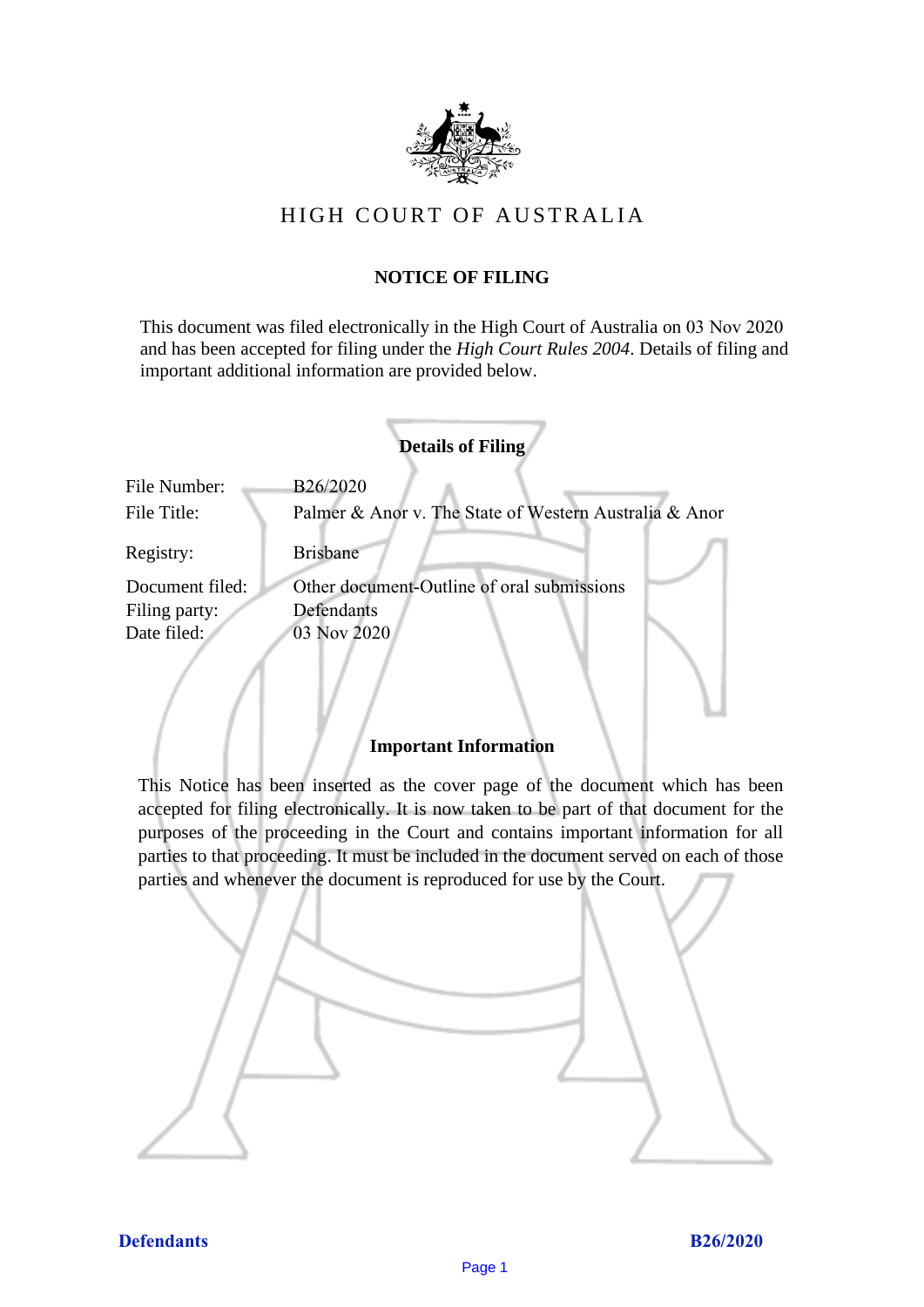# HIGH COURT OF AUSTRALIA

## NOTICE OF FILING

This document was filed electronically in the High Court of Australia on 03 Nov 2020 and has been accepted for filing under the *High Court Rules 2004*. Details of filing and important additional information are provided below.

### Details of Filing

| | |
|---|---|
| File Number: | B26/2020 |
| File Title: | Palmer & Anor v. The State of Western Australia & Anor |
| Registry: | Brisbane |
| Document filed: | Other document-Outline of oral submissions |
| Filing party: | Defendants |
| Date filed: | 03 Nov 2020 |

### Important Information

This Notice has been inserted as the cover page of the document which has been accepted for filing electronically. It is now taken to be part of that document for the purposes of the proceeding in the Court and contains important information for all parties to that proceeding. It must be included in the document served on each of those parties and whenever the document is reproduced for use by the Court.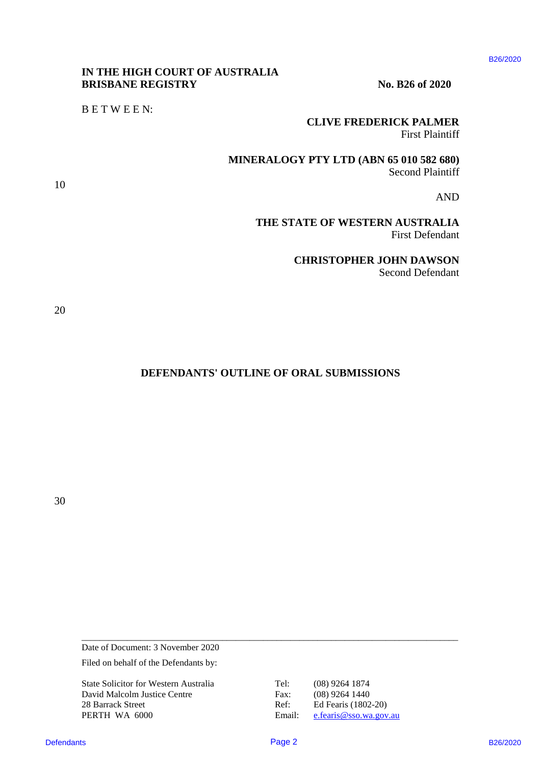**IN THE HIGH COURT OF AUSTRALIA**
**BRISBANE REGISTRY**

**No. B26 of 2020**

B E T W E E N:

**CLIVE FREDERICK PALMER**
First Plaintiff

**MINERALOGY PTY LTD (ABN 65 010 582 680)**
Second Plaintiff

AND

**THE STATE OF WESTERN AUSTRALIA**
First Defendant

**CHRISTOPHER JOHN DAWSON**
Second Defendant

## DEFENDANTS' OUTLINE OF ORAL SUBMISSIONS

---

Date of Document: 3 November 2020

Filed on behalf of the Defendants by:

State Solicitor for Western Australia
David Malcolm Justice Centre
28 Barrack Street
PERTH WA 6000

Tel: (08) 9264 1874
Fax: (08) 9264 1440
Ref: Ed Fearis (1802-20)
Email: e.fearis@sso.wa.gov.au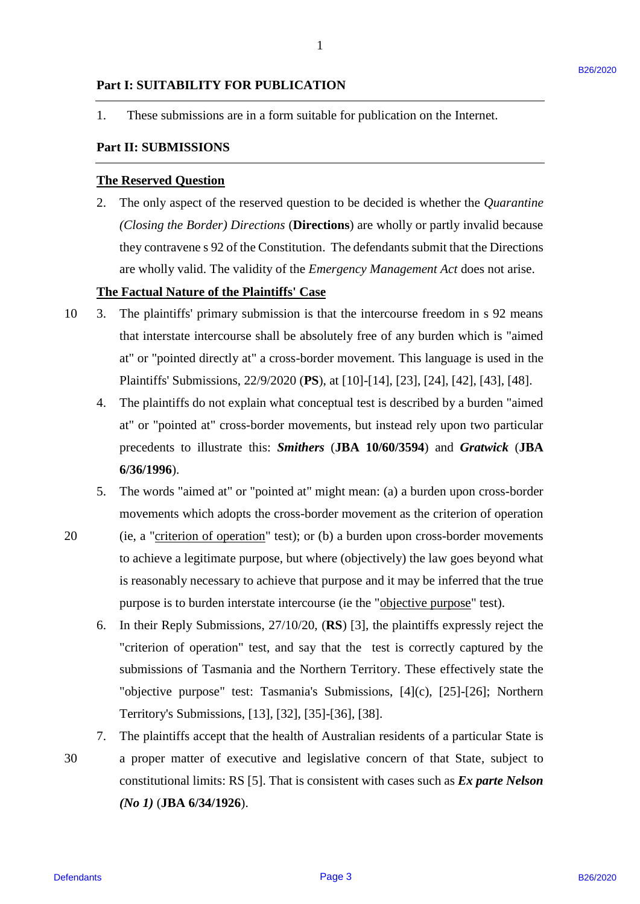## Part I: SUITABILITY FOR PUBLICATION

1. These submissions are in a form suitable for publication on the Internet.

## Part II: SUBMISSIONS

### The Reserved Question

2. The only aspect of the reserved question to be decided is whether the *Quarantine (Closing the Border) Directions* (**Directions**) are wholly or partly invalid because they contravene s 92 of the Constitution. The defendants submit that the Directions are wholly valid. The validity of the *Emergency Management Act* does not arise.

### The Factual Nature of the Plaintiffs' Case

3. The plaintiffs' primary submission is that the intercourse freedom in s 92 means that interstate intercourse shall be absolutely free of any burden which is "aimed at" or "pointed directly at" a cross-border movement. This language is used in the Plaintiffs' Submissions, 22/9/2020 (**PS**), at [10]-[14], [23], [24], [42], [43], [48].

4. The plaintiffs do not explain what conceptual test is described by a burden "aimed at" or "pointed at" cross-border movements, but instead rely upon two particular precedents to illustrate this: ***Smithers*** (**JBA 10/60/3594**) and ***Gratwick*** (**JBA 6/36/1996**).

5. The words "aimed at" or "pointed at" might mean: (a) a burden upon cross-border movements which adopts the cross-border movement as the criterion of operation (ie, a "criterion of operation" test); or (b) a burden upon cross-border movements to achieve a legitimate purpose, but where (objectively) the law goes beyond what is reasonably necessary to achieve that purpose and it may be inferred that the true purpose is to burden interstate intercourse (ie the "objective purpose" test).

6. In their Reply Submissions, 27/10/20, (**RS**) [3], the plaintiffs expressly reject the "criterion of operation" test, and say that the test is correctly captured by the submissions of Tasmania and the Northern Territory. These effectively state the "objective purpose" test: Tasmania's Submissions, [4](c), [25]-[26]; Northern Territory's Submissions, [13], [32], [35]-[36], [38].

7. The plaintiffs accept that the health of Australian residents of a particular State is a proper matter of executive and legislative concern of that State, subject to constitutional limits: RS [5]. That is consistent with cases such as ***Ex parte Nelson (No 1)*** (**JBA 6/34/1926**).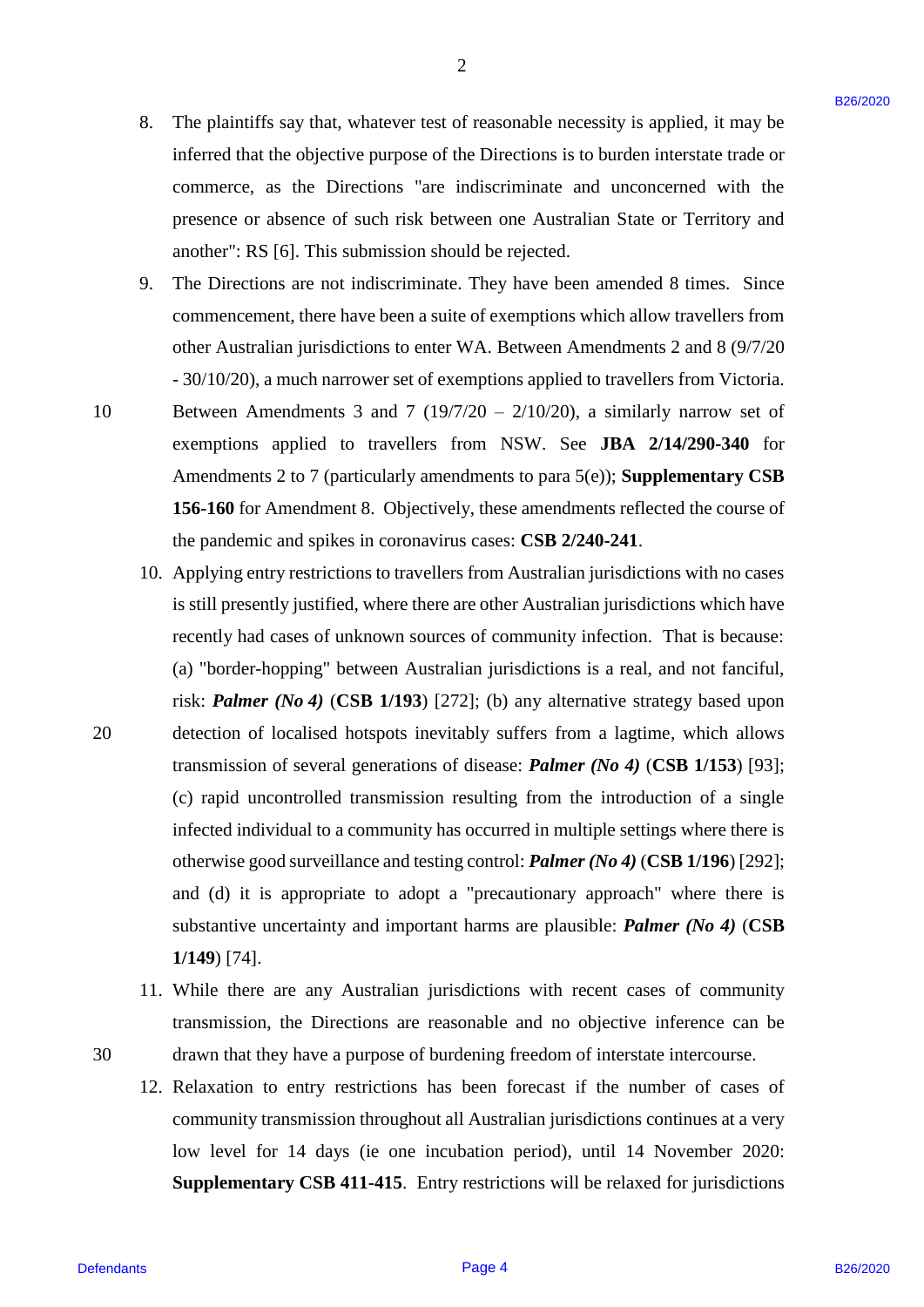8. The plaintiffs say that, whatever test of reasonable necessity is applied, it may be inferred that the objective purpose of the Directions is to burden interstate trade or commerce, as the Directions "are indiscriminate and unconcerned with the presence or absence of such risk between one Australian State or Territory and another": RS [6]. This submission should be rejected.

9. The Directions are not indiscriminate. They have been amended 8 times. Since commencement, there have been a suite of exemptions which allow travellers from other Australian jurisdictions to enter WA. Between Amendments 2 and 8 (9/7/20 - 30/10/20), a much narrower set of exemptions applied to travellers from Victoria. Between Amendments 3 and 7 (19/7/20 – 2/10/20), a similarly narrow set of exemptions applied to travellers from NSW. See **JBA 2/14/290-340** for Amendments 2 to 7 (particularly amendments to para 5(e)); **Supplementary CSB 156-160** for Amendment 8. Objectively, these amendments reflected the course of the pandemic and spikes in coronavirus cases: **CSB 2/240-241**.

10. Applying entry restrictions to travellers from Australian jurisdictions with no cases is still presently justified, where there are other Australian jurisdictions which have recently had cases of unknown sources of community infection. That is because: (a) "border-hopping" between Australian jurisdictions is a real, and not fanciful, risk: ***Palmer (No 4)*** (**CSB 1/193**) [272]; (b) any alternative strategy based upon detection of localised hotspots inevitably suffers from a lagtime, which allows transmission of several generations of disease: ***Palmer (No 4)*** (**CSB 1/153**) [93]; (c) rapid uncontrolled transmission resulting from the introduction of a single infected individual to a community has occurred in multiple settings where there is otherwise good surveillance and testing control: ***Palmer (No 4)*** (**CSB 1/196**) [292]; and (d) it is appropriate to adopt a "precautionary approach" where there is substantive uncertainty and important harms are plausible: ***Palmer (No 4)*** (**CSB 1/149**) [74].

11. While there are any Australian jurisdictions with recent cases of community transmission, the Directions are reasonable and no objective inference can be drawn that they have a purpose of burdening freedom of interstate intercourse.

12. Relaxation to entry restrictions has been forecast if the number of cases of community transmission throughout all Australian jurisdictions continues at a very low level for 14 days (ie one incubation period), until 14 November 2020: **Supplementary CSB 411-415**. Entry restrictions will be relaxed for jurisdictions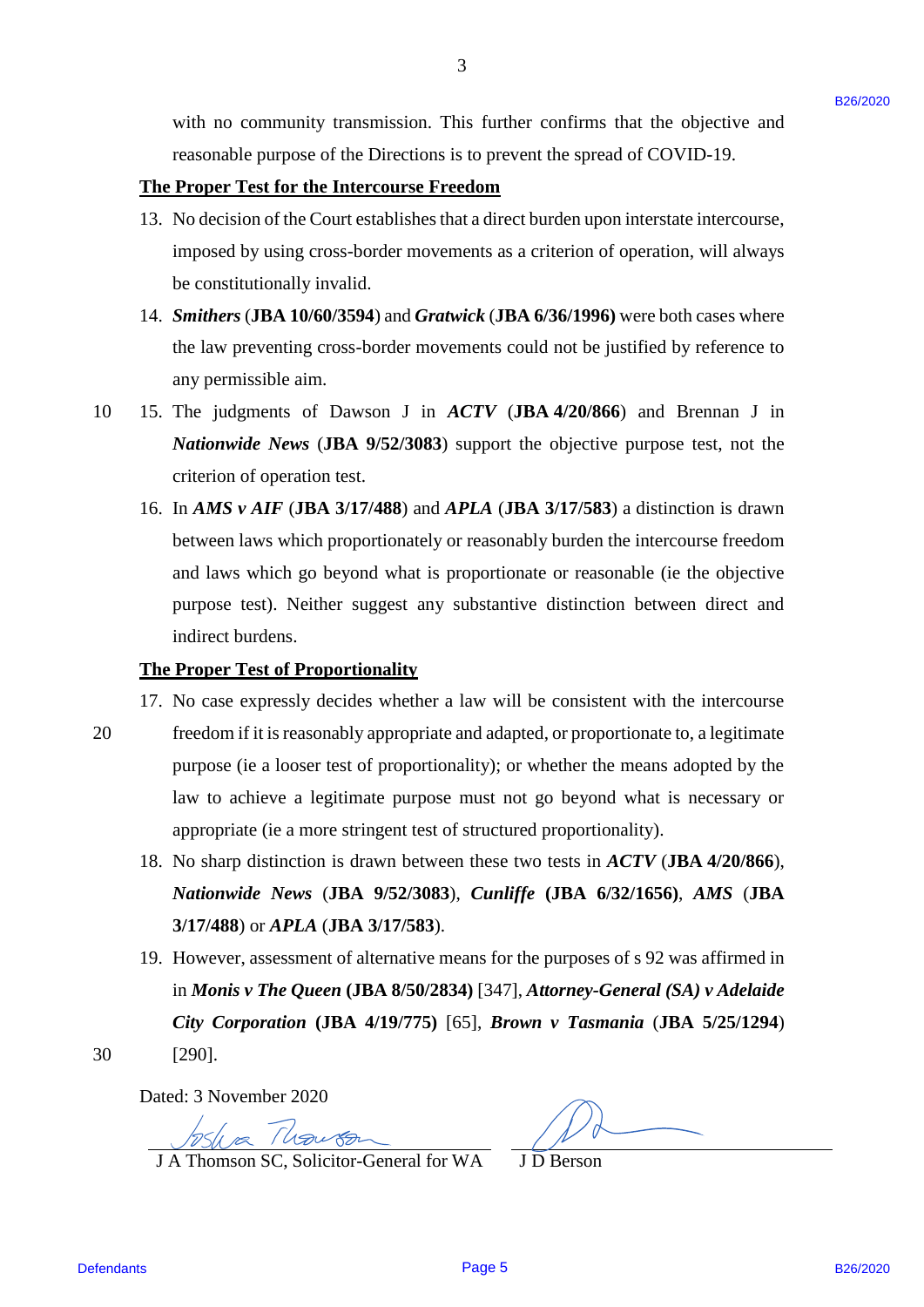with no community transmission. This further confirms that the objective and reasonable purpose of the Directions is to prevent the spread of COVID-19.

## The Proper Test for the Intercourse Freedom

13. No decision of the Court establishes that a direct burden upon interstate intercourse, imposed by using cross-border movements as a criterion of operation, will always be constitutionally invalid.

14. ***Smithers*** (**JBA 10/60/3594**) and ***Gratwick*** (**JBA 6/36/1996)** were both cases where the law preventing cross-border movements could not be justified by reference to any permissible aim.

15. The judgments of Dawson J in ***ACTV*** (**JBA 4/20/866**) and Brennan J in ***Nationwide News*** (**JBA 9/52/3083**) support the objective purpose test, not the criterion of operation test.

16. In ***AMS v AIF*** (**JBA 3/17/488**) and ***APLA*** (**JBA 3/17/583**) a distinction is drawn between laws which proportionately or reasonably burden the intercourse freedom and laws which go beyond what is proportionate or reasonable (ie the objective purpose test). Neither suggest any substantive distinction between direct and indirect burdens.

## The Proper Test of Proportionality

17. No case expressly decides whether a law will be consistent with the intercourse freedom if it is reasonably appropriate and adapted, or proportionate to, a legitimate purpose (ie a looser test of proportionality); or whether the means adopted by the law to achieve a legitimate purpose must not go beyond what is necessary or appropriate (ie a more stringent test of structured proportionality).

18. No sharp distinction is drawn between these two tests in ***ACTV*** (**JBA 4/20/866**), ***Nationwide News*** (**JBA 9/52/3083**), ***Cunliffe*** **(JBA 6/32/1656)**, ***AMS*** (**JBA 3/17/488**) or ***APLA*** (**JBA 3/17/583**).

19. However, assessment of alternative means for the purposes of s 92 was affirmed in in ***Monis v The Queen*** **(JBA 8/50/2834)** [347], ***Attorney-General (SA) v Adelaide City Corporation*** **(JBA 4/19/775)** [65], ***Brown v Tasmania*** (**JBA 5/25/1294**) [290].

Dated: 3 November 2020

J A Thomson SC, Solicitor-General for WA

J D Berson